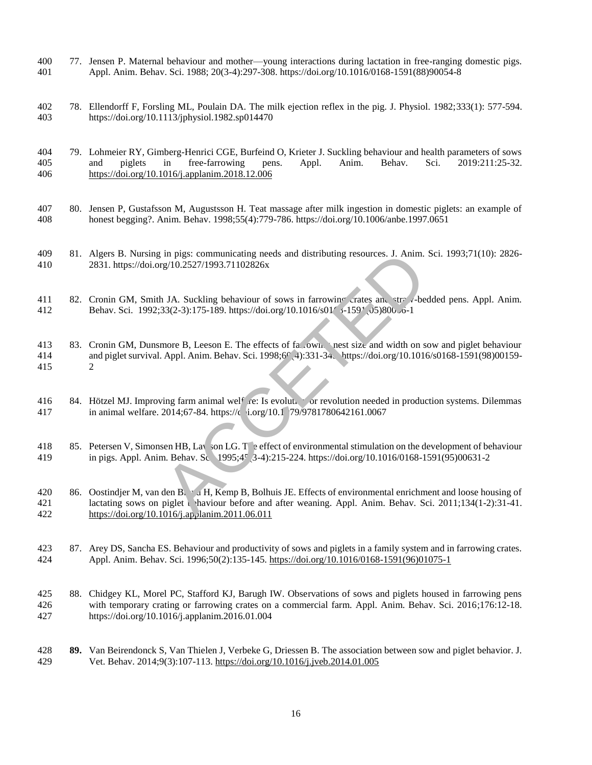77. Jensen P. Maternal behaviour and mother—young interactions during lactation in free-ranging domestic pigs. Appl. Anim. Behav. Sci. 1988; 20(3-4):297-308. https://doi.org/10.1016/0168-1591(88)90054-8

78. Ellendorff F, Forsling ML, Poulain DA. The milk ejection reflex in the pig. J. Physiol. 1982;333(1): 577-594. https://doi.org/10.1113/jphysiol.1982.sp014470

79. Lohmeier RY, Gimberg-Henrici CGE, Burfeind O, Krieter J. Suckling behaviour and health parameters of sows and piglets in free-farrowing pens. Appl. Anim. Behav. Sci. 2019:211:25-32. https://doi.org/10.1016/j.applanim.2018.12.006

80. Jensen P, Gustafsson M, Augustsson H. Teat massage after milk ingestion in domestic piglets: an example of honest begging?. Anim. Behav. 1998;55(4):779-786. https://doi.org/10.1006/anbe.1997.0651

81. Algers B. Nursing in pigs: communicating needs and distributing resources. J. Anim. Sci. 1993;71(10): 2826-2831. https://doi.org/10.2527/1993.71102826x

82. Cronin GM, Smith JA. Suckling behaviour of sows in farrowing crates and straw-bedded pens. Appl. Anim. Behav. Sci. 1992;33(2-3):175-189. https://doi.org/10.1016/s0168-1591(05)80006-1

83. Cronin GM, Dunsmore B, Leeson E. The effects of farrowing nest size and width on sow and piglet behaviour and piglet survival. Appl. Anim. Behav. Sci. 1998;60(4):331-345. https://doi.org/10.1016/s0168-1591(98)00159-2

84. Hötzel MJ. Improving farm animal welfare: Is evolution or revolution needed in production systems. Dilemmas in animal welfare. 2014;67-84. https://doi.org/10.1079/9781780642161.0067

85. Petersen V, Simonsen HB, Lawson LG. The effect of environmental stimulation on the development of behaviour in pigs. Appl. Anim. Behav. Sci. 1995;45(3-4):215-224. https://doi.org/10.1016/0168-1591(95)00631-2

86. Oostindjer M, van den Brand H, Kemp B, Bolhuis JE. Effects of environmental enrichment and loose housing of lactating sows on piglet behaviour before and after weaning. Appl. Anim. Behav. Sci. 2011;134(1-2):31-41. https://doi.org/10.1016/j.applanim.2011.06.011

87. Arey DS, Sancha ES. Behaviour and productivity of sows and piglets in a family system and in farrowing crates. Appl. Anim. Behav. Sci. 1996;50(2):135-145. https://doi.org/10.1016/0168-1591(96)01075-1

88. Chidgey KL, Morel PC, Stafford KJ, Barugh IW. Observations of sows and piglets housed in farrowing pens with temporary crating or farrowing crates on a commercial farm. Appl. Anim. Behav. Sci. 2016;176:12-18. https://doi.org/10.1016/j.applanim.2016.01.004

**89.** Van Beirendonck S, Van Thielen J, Verbeke G, Driessen B. The association between sow and piglet behavior. J. Vet. Behav. 2014;9(3):107-113. https://doi.org/10.1016/j.jveb.2014.01.005